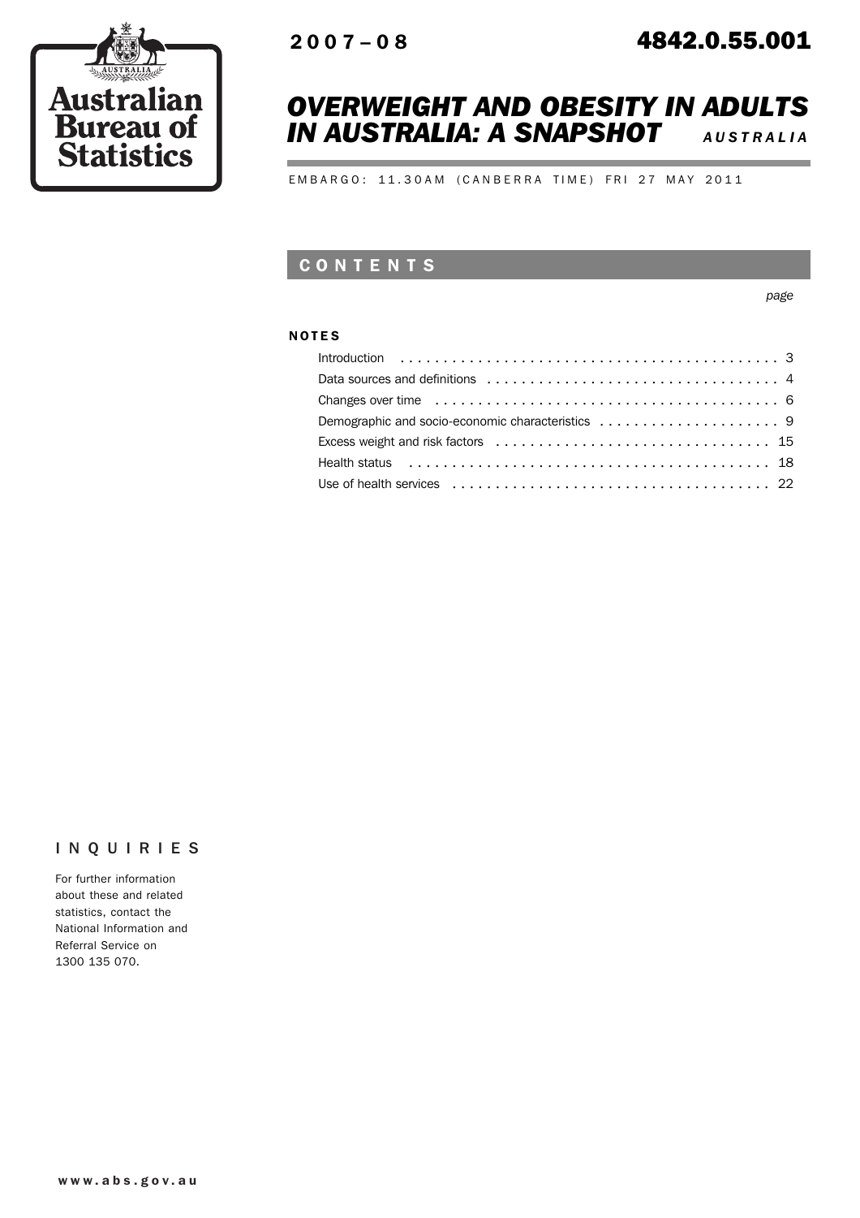Australian Bureau of Statistics

2007–08

4842.0.55.001

# OVERWEIGHT AND OBESITY IN ADULTS IN AUSTRALIA: A SNAPSHOT

AUSTRALIA

EMBARGO: 11.30AM (CANBERRA TIME) FRI 27 MAY 2011

## CONTENTS

| | page |
|---|---|
| **NOTES** | |
| Introduction | 3 |
| Data sources and definitions | 4 |
| Changes over time | 6 |
| Demographic and socio-economic characteristics | 9 |
| Excess weight and risk factors | 15 |
| Health status | 18 |
| Use of health services | 22 |

## INQUIRIES

For further information about these and related statistics, contact the National Information and Referral Service on 1300 135 070.

www.abs.gov.au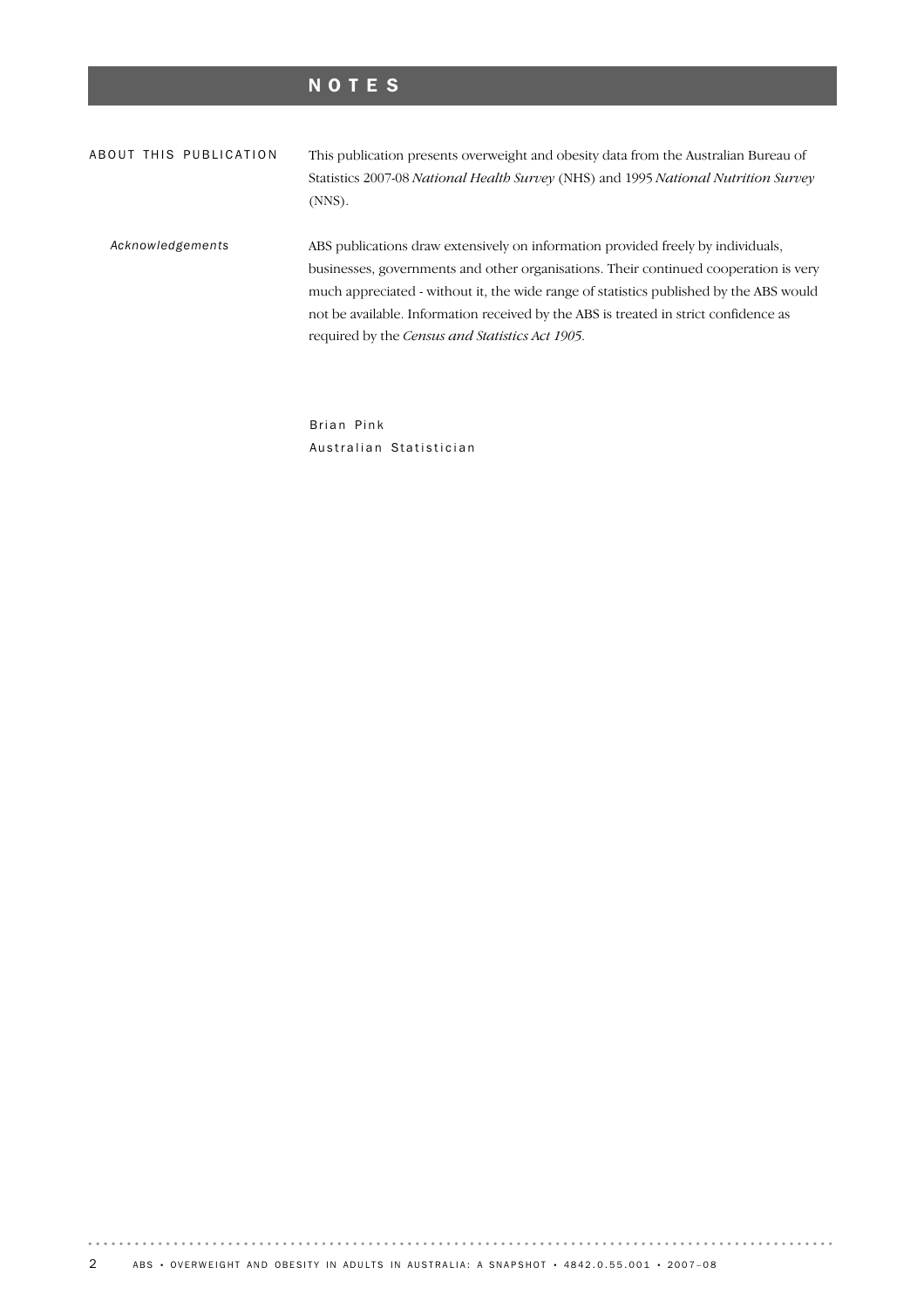# NOTES

## ABOUT THIS PUBLICATION

This publication presents overweight and obesity data from the Australian Bureau of Statistics 2007-08 *National Health Survey* (NHS) and 1995 *National Nutrition Survey* (NNS).

### *Acknowledgements*

ABS publications draw extensively on information provided freely by individuals, businesses, governments and other organisations. Their continued cooperation is very much appreciated - without it, the wide range of statistics published by the ABS would not be available. Information received by the ABS is treated in strict confidence as required by the *Census and Statistics Act 1905*.

Brian Pink
Australian Statistician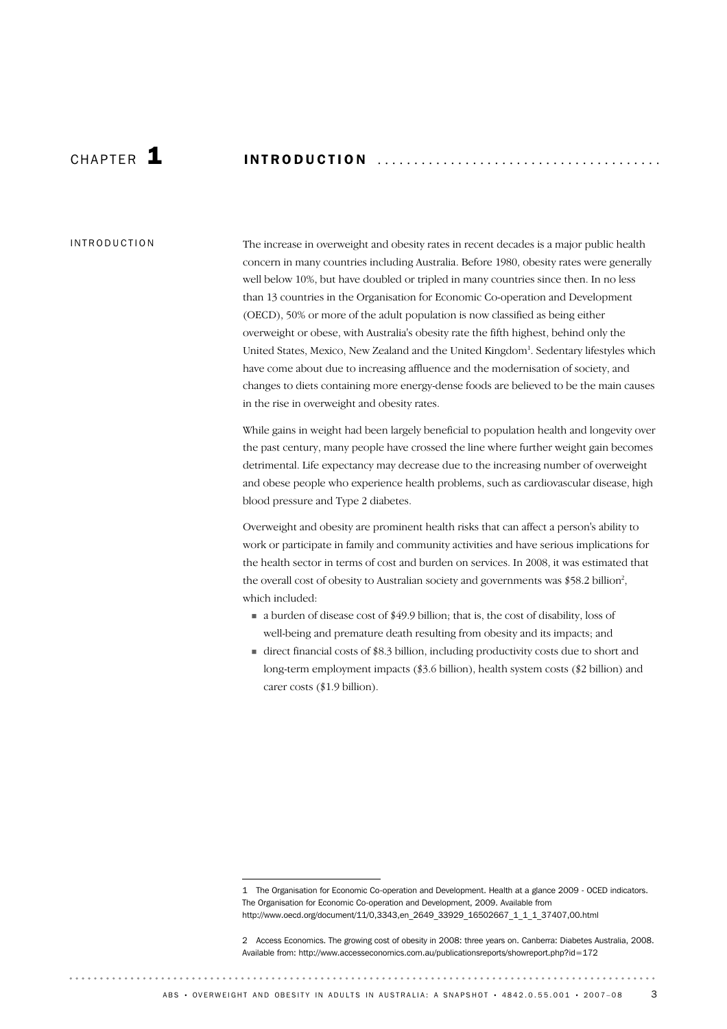# CHAPTER 1 INTRODUCTION

## INTRODUCTION

The increase in overweight and obesity rates in recent decades is a major public health concern in many countries including Australia. Before 1980, obesity rates were generally well below 10%, but have doubled or tripled in many countries since then. In no less than 13 countries in the Organisation for Economic Co-operation and Development (OECD), 50% or more of the adult population is now classified as being either overweight or obese, with Australia's obesity rate the fifth highest, behind only the United States, Mexico, New Zealand and the United Kingdom[1]. Sedentary lifestyles which have come about due to increasing affluence and the modernisation of society, and changes to diets containing more energy-dense foods are believed to be the main causes in the rise in overweight and obesity rates.

While gains in weight had been largely beneficial to population health and longevity over the past century, many people have crossed the line where further weight gain becomes detrimental. Life expectancy may decrease due to the increasing number of overweight and obese people who experience health problems, such as cardiovascular disease, high blood pressure and Type 2 diabetes.

Overweight and obesity are prominent health risks that can affect a person's ability to work or participate in family and community activities and have serious implications for the health sector in terms of cost and burden on services. In 2008, it was estimated that the overall cost of obesity to Australian society and governments was $58.2 billion[2], which included:

- a burden of disease cost of $49.9 billion; that is, the cost of disability, loss of well-being and premature death resulting from obesity and its impacts; and
- direct financial costs of $8.3 billion, including productivity costs due to short and long-term employment impacts ($3.6 billion), health system costs ($2 billion) and carer costs ($1.9 billion).

---

1 The Organisation for Economic Co-operation and Development. Health at a glance 2009 - OCED indicators. The Organisation for Economic Co-operation and Development, 2009. Available from http://www.oecd.org/document/11/0,3343,en_2649_33929_16502667_1_1_1_37407,00.html

2 Access Economics. The growing cost of obesity in 2008: three years on. Canberra: Diabetes Australia, 2008. Available from: http://www.accesseconomics.com.au/publicationsreports/showreport.php?id=172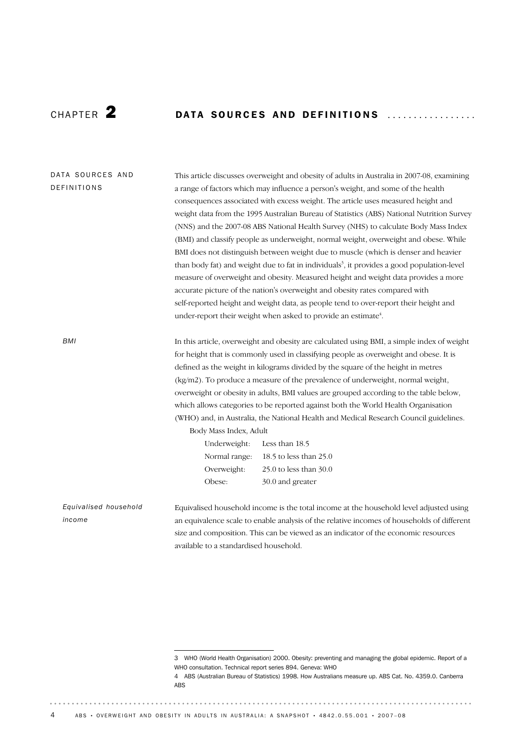# CHAPTER 2 DATA SOURCES AND DEFINITIONS

## DATA SOURCES AND DEFINITIONS

This article discusses overweight and obesity of adults in Australia in 2007-08, examining a range of factors which may influence a person's weight, and some of the health consequences associated with excess weight. The article uses measured height and weight data from the 1995 Australian Bureau of Statistics (ABS) National Nutrition Survey (NNS) and the 2007-08 ABS National Health Survey (NHS) to calculate Body Mass Index (BMI) and classify people as underweight, normal weight, overweight and obese. While BMI does not distinguish between weight due to muscle (which is denser and heavier than body fat) and weight due to fat in individuals[3], it provides a good population-level measure of overweight and obesity. Measured height and weight data provides a more accurate picture of the nation's overweight and obesity rates compared with self-reported height and weight data, as people tend to over-report their height and under-report their weight when asked to provide an estimate[4].

### *BMI*

In this article, overweight and obesity are calculated using BMI, a simple index of weight for height that is commonly used in classifying people as overweight and obese. It is defined as the weight in kilograms divided by the square of the height in metres (kg/m2). To produce a measure of the prevalence of underweight, normal weight, overweight or obesity in adults, BMI values are grouped according to the table below, which allows categories to be reported against both the World Health Organisation (WHO) and, in Australia, the National Health and Medical Research Council guidelines.

Body Mass Index, Adult

| | |
|---|---|
| Underweight: | Less than 18.5 |
| Normal range: | 18.5 to less than 25.0 |
| Overweight: | 25.0 to less than 30.0 |
| Obese: | 30.0 and greater |

### *Equivalised household income*

Equivalised household income is the total income at the household level adjusted using an equivalence scale to enable analysis of the relative incomes of households of different size and composition. This can be viewed as an indicator of the economic resources available to a standardised household.

---

3 WHO (World Health Organisation) 2000. Obesity: preventing and managing the global epidemic. Report of a WHO consultation. Technical report series 894. Geneva: WHO

4 ABS (Australian Bureau of Statistics) 1998. How Australians measure up. ABS Cat. No. 4359.0. Canberra ABS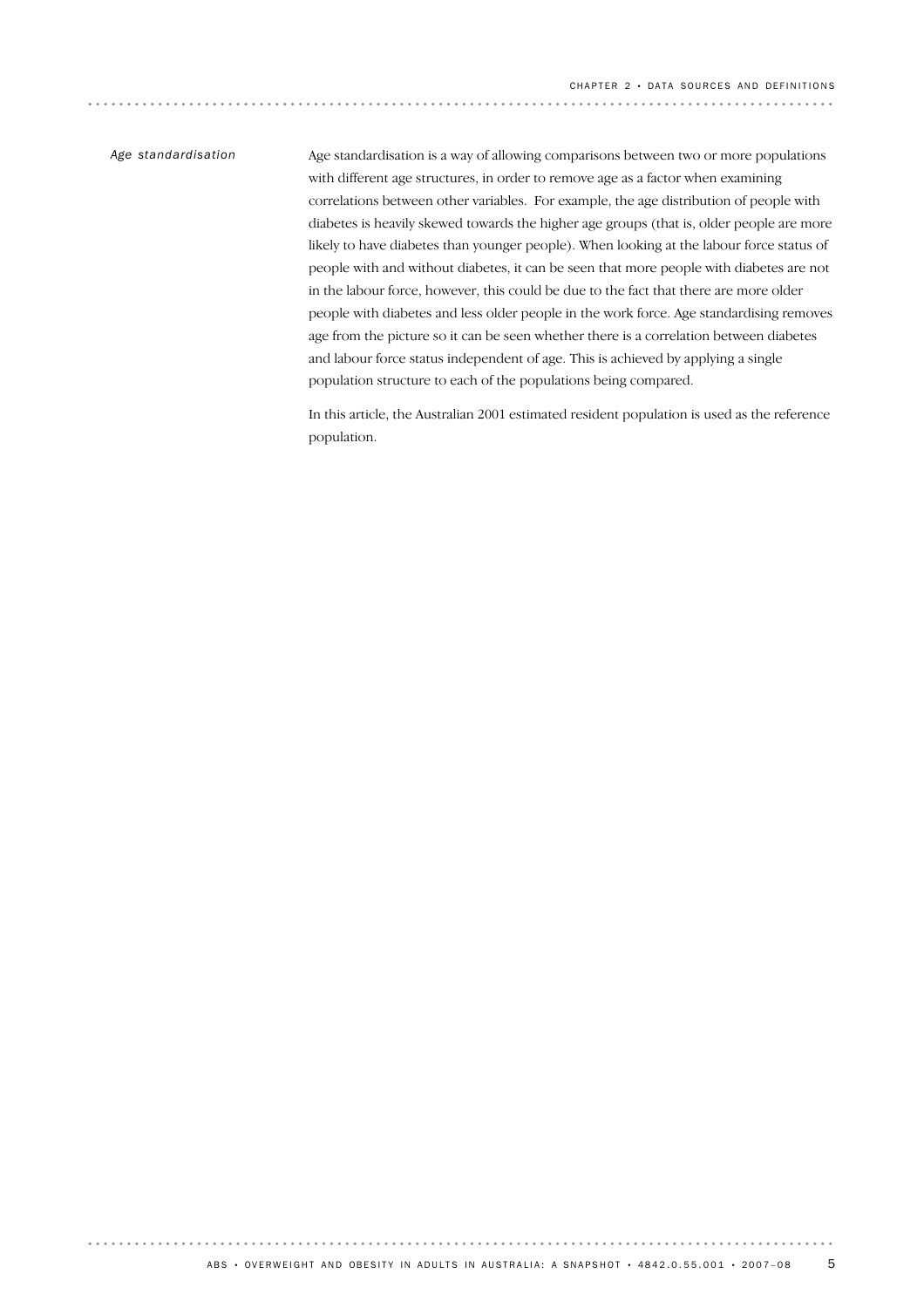*Age standardisation*

Age standardisation is a way of allowing comparisons between two or more populations with different age structures, in order to remove age as a factor when examining correlations between other variables. For example, the age distribution of people with diabetes is heavily skewed towards the higher age groups (that is, older people are more likely to have diabetes than younger people). When looking at the labour force status of people with and without diabetes, it can be seen that more people with diabetes are not in the labour force, however, this could be due to the fact that there are more older people with diabetes and less older people in the work force. Age standardising removes age from the picture so it can be seen whether there is a correlation between diabetes and labour force status independent of age. This is achieved by applying a single population structure to each of the populations being compared.

In this article, the Australian 2001 estimated resident population is used as the reference population.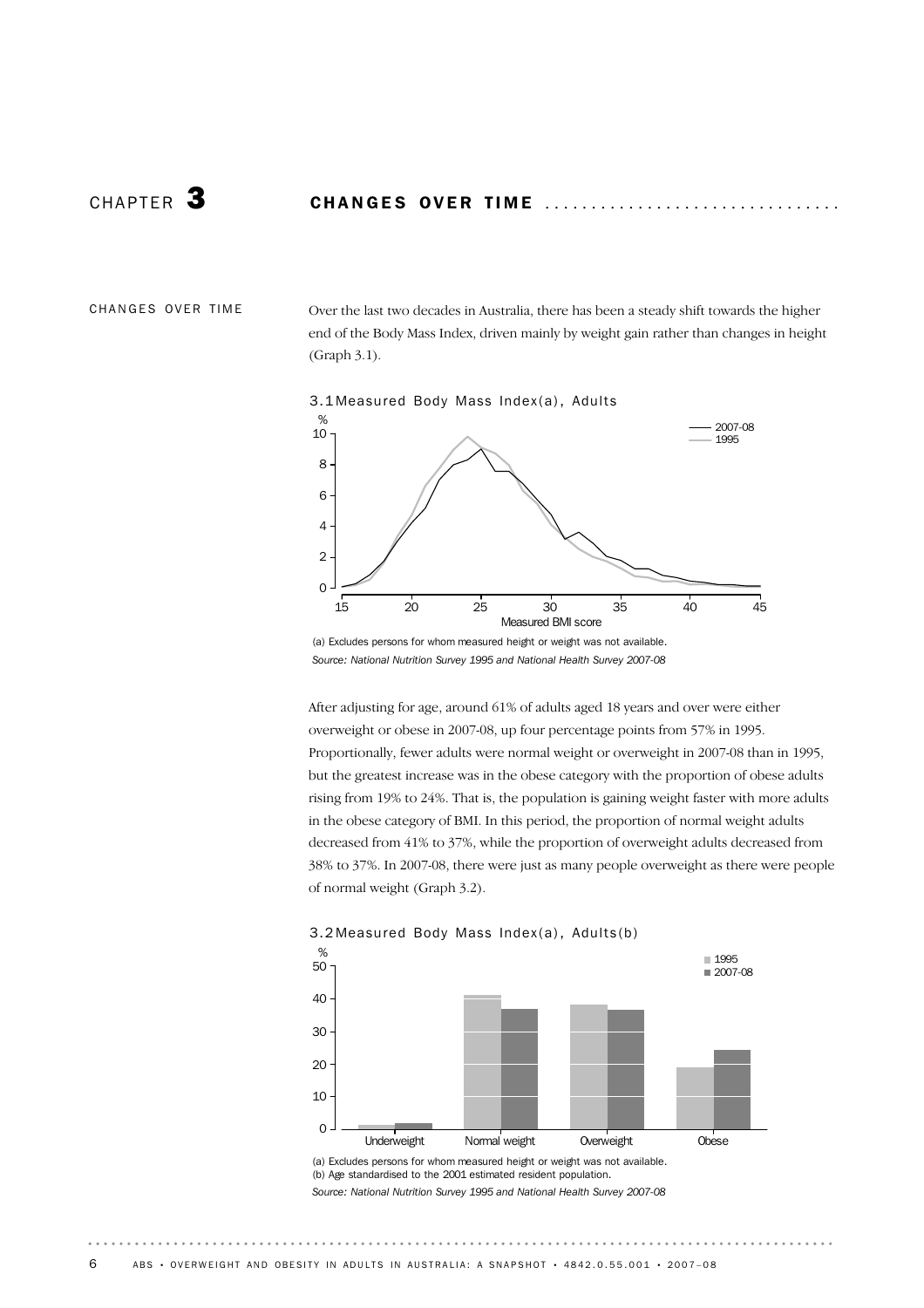# CHAPTER 3 CHANGES OVER TIME

## CHANGES OVER TIME

Over the last two decades in Australia, there has been a steady shift towards the higher end of the Body Mass Index, driven mainly by weight gain rather than changes in height (Graph 3.1).

3.1 Measured Body Mass Index(a), Adults

(a) Excludes persons for whom measured height or weight was not available.
*Source: National Nutrition Survey 1995 and National Health Survey 2007-08*

After adjusting for age, around 61% of adults aged 18 years and over were either overweight or obese in 2007-08, up four percentage points from 57% in 1995. Proportionally, fewer adults were normal weight or overweight in 2007-08 than in 1995, but the greatest increase was in the obese category with the proportion of obese adults rising from 19% to 24%. That is, the population is gaining weight faster with more adults in the obese category of BMI. In this period, the proportion of normal weight adults decreased from 41% to 37%, while the proportion of overweight adults decreased from 38% to 37%. In 2007-08, there were just as many people overweight as there were people of normal weight (Graph 3.2).

3.2 Measured Body Mass Index(a), Adults(b)

(a) Excludes persons for whom measured height or weight was not available.
(b) Age standardised to the 2001 estimated resident population.
*Source: National Nutrition Survey 1995 and National Health Survey 2007-08*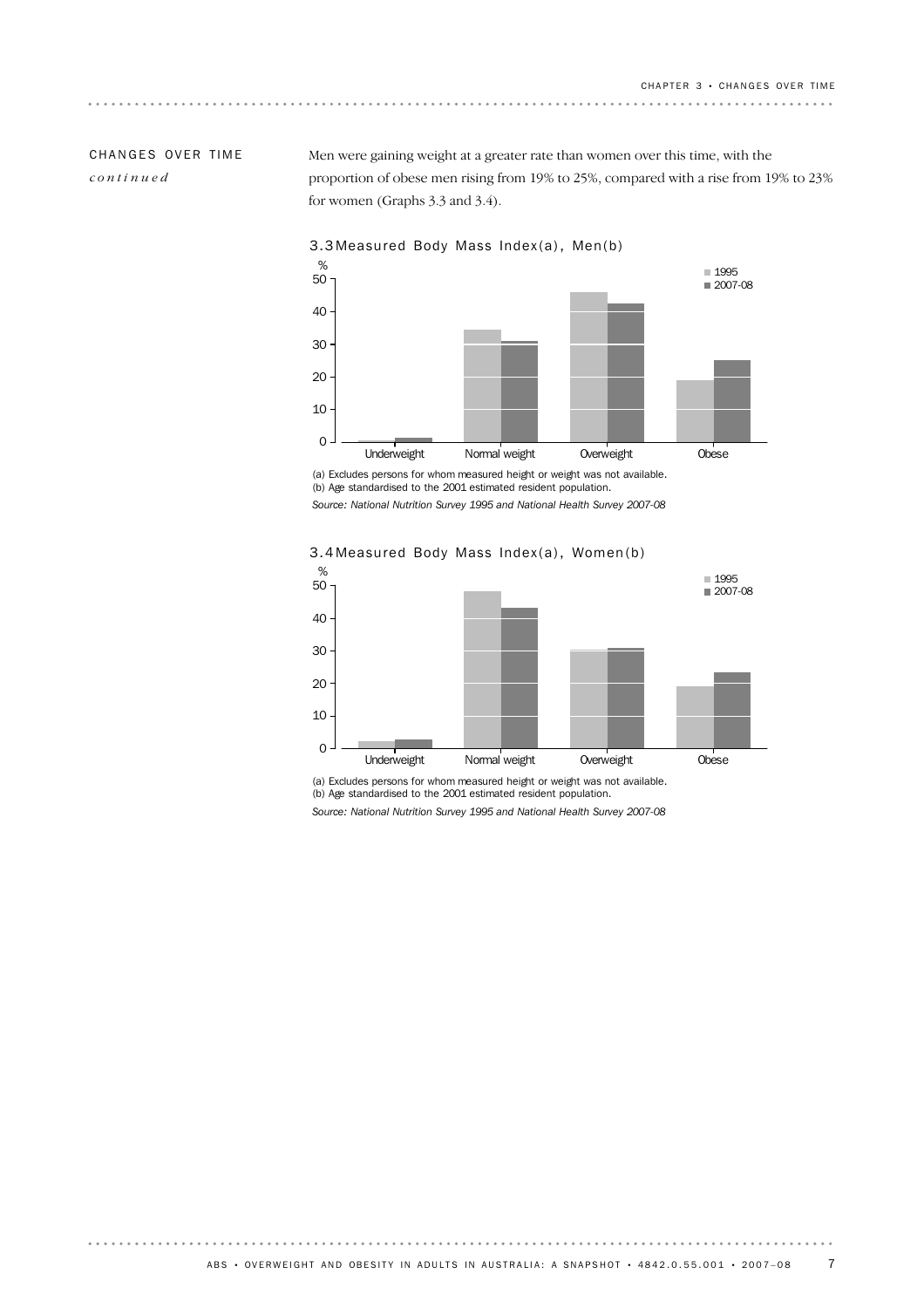## CHANGES OVER TIME *continued*

Men were gaining weight at a greater rate than women over this time, with the proportion of obese men rising from 19% to 25%, compared with a rise from 19% to 23% for women (Graphs 3.3 and 3.4).

### 3.3 Measured Body Mass Index(a), Men(b)

(a) Excludes persons for whom measured height or weight was not available.
(b) Age standardised to the 2001 estimated resident population.

*Source: National Nutrition Survey 1995 and National Health Survey 2007-08*

### 3.4 Measured Body Mass Index(a), Women(b)

(a) Excludes persons for whom measured height or weight was not available.
(b) Age standardised to the 2001 estimated resident population.

*Source: National Nutrition Survey 1995 and National Health Survey 2007-08*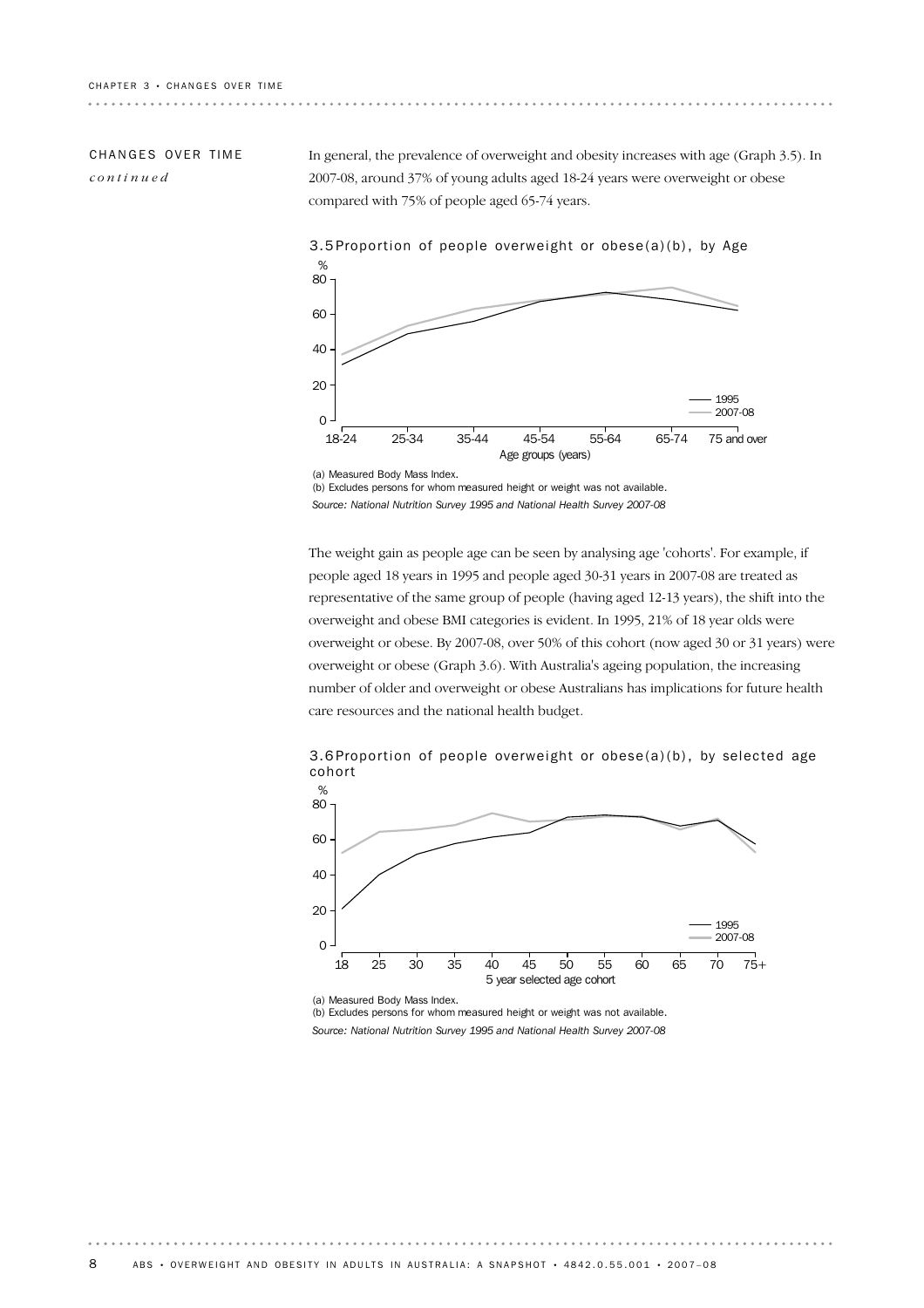## CHANGES OVER TIME *continued*

In general, the prevalence of overweight and obesity increases with age (Graph 3.5). In 2007-08, around 37% of young adults aged 18-24 years were overweight or obese compared with 75% of people aged 65-74 years.

**3.5 Proportion of people overweight or obese(a)(b), by Age**

(a) Measured Body Mass Index.
(b) Excludes persons for whom measured height or weight was not available.
*Source: National Nutrition Survey 1995 and National Health Survey 2007-08*

The weight gain as people age can be seen by analysing age 'cohorts'. For example, if people aged 18 years in 1995 and people aged 30-31 years in 2007-08 are treated as representative of the same group of people (having aged 12-13 years), the shift into the overweight and obese BMI categories is evident. In 1995, 21% of 18 year olds were overweight or obese. By 2007-08, over 50% of this cohort (now aged 30 or 31 years) were overweight or obese (Graph 3.6). With Australia's ageing population, the increasing number of older and overweight or obese Australians has implications for future health care resources and the national health budget.

**3.6 Proportion of people overweight or obese(a)(b), by selected age cohort**

(a) Measured Body Mass Index.
(b) Excludes persons for whom measured height or weight was not available.
*Source: National Nutrition Survey 1995 and National Health Survey 2007-08*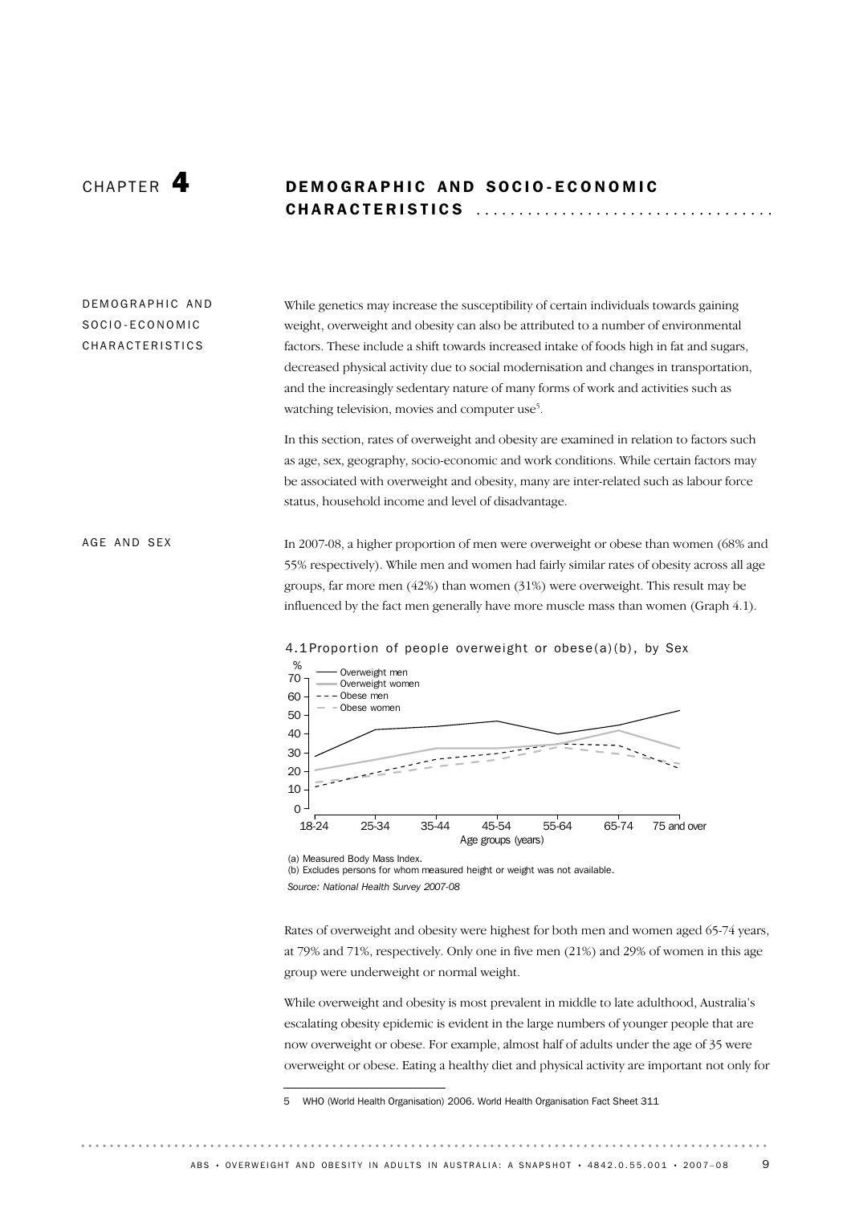# CHAPTER 4 DEMOGRAPHIC AND SOCIO-ECONOMIC CHARACTERISTICS

## DEMOGRAPHIC AND SOCIO-ECONOMIC CHARACTERISTICS

While genetics may increase the susceptibility of certain individuals towards gaining weight, overweight and obesity can also be attributed to a number of environmental factors. These include a shift towards increased intake of foods high in fat and sugars, decreased physical activity due to social modernisation and changes in transportation, and the increasingly sedentary nature of many forms of work and activities such as watching television, movies and computer use[5].

In this section, rates of overweight and obesity are examined in relation to factors such as age, sex, geography, socio-economic and work conditions. While certain factors may be associated with overweight and obesity, many are inter-related such as labour force status, household income and level of disadvantage.

## AGE AND SEX

In 2007-08, a higher proportion of men were overweight or obese than women (68% and 55% respectively). While men and women had fairly similar rates of obesity across all age groups, far more men (42%) than women (31%) were overweight. This result may be influenced by the fact men generally have more muscle mass than women (Graph 4.1).

4.1 Proportion of people overweight or obese(a)(b), by Sex

(a) Measured Body Mass Index.
(b) Excludes persons for whom measured height or weight was not available.
*Source: National Health Survey 2007-08*

Rates of overweight and obesity were highest for both men and women aged 65-74 years, at 79% and 71%, respectively. Only one in five men (21%) and 29% of women in this age group were underweight or normal weight.

While overweight and obesity is most prevalent in middle to late adulthood, Australia's escalating obesity epidemic is evident in the large numbers of younger people that are now overweight or obese. For example, almost half of adults under the age of 35 were overweight or obese. Eating a healthy diet and physical activity are important not only for

5 WHO (World Health Organisation) 2006. World Health Organisation Fact Sheet 311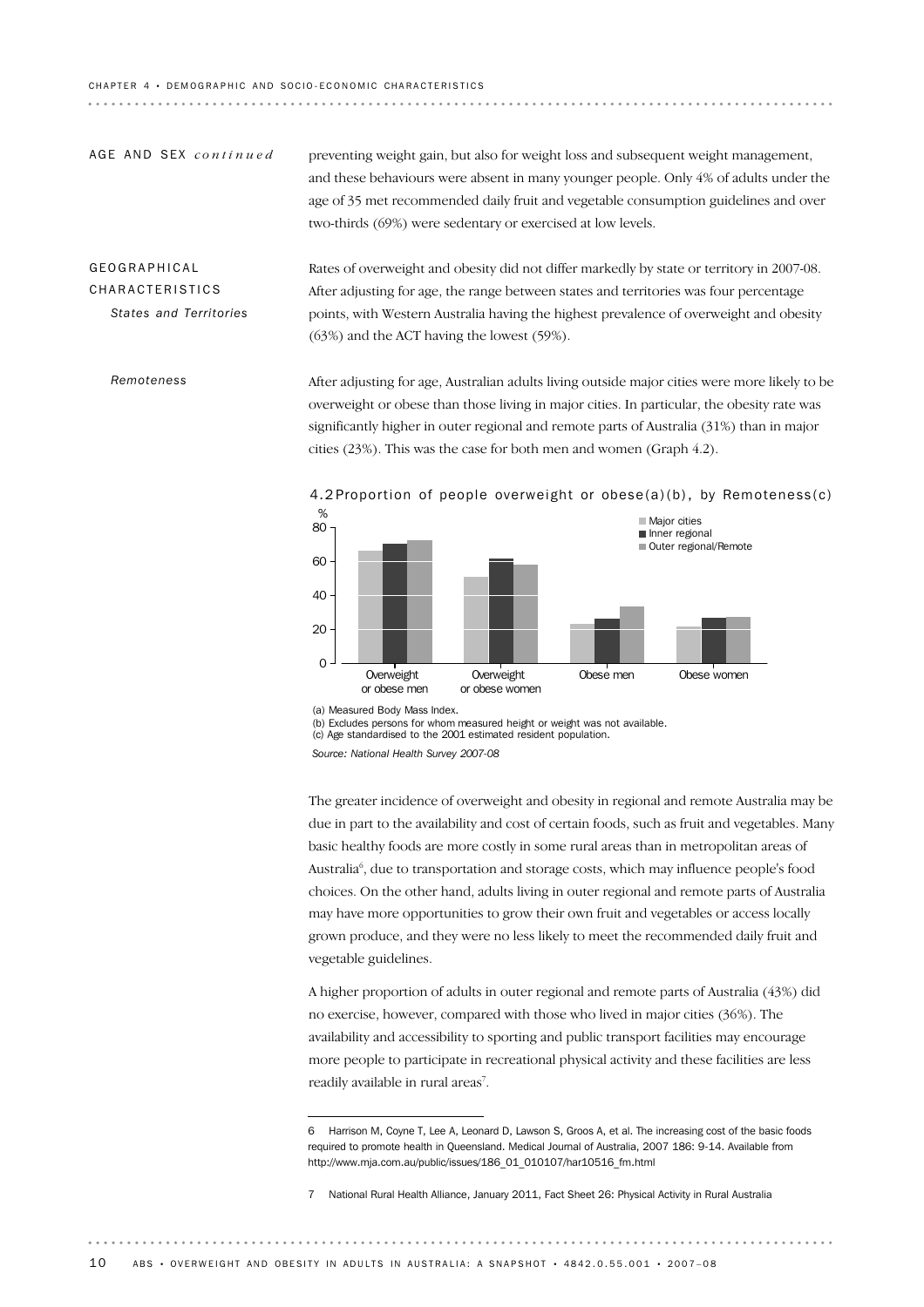AGE AND SEX *continued*

preventing weight gain, but also for weight loss and subsequent weight management, and these behaviours were absent in many younger people. Only 4% of adults under the age of 35 met recommended daily fruit and vegetable consumption guidelines and over two-thirds (69%) were sedentary or exercised at low levels.

## GEOGRAPHICAL CHARACTERISTICS

### *States and Territories*

Rates of overweight and obesity did not differ markedly by state or territory in 2007-08. After adjusting for age, the range between states and territories was four percentage points, with Western Australia having the highest prevalence of overweight and obesity (63%) and the ACT having the lowest (59%).

### *Remoteness*

After adjusting for age, Australian adults living outside major cities were more likely to be overweight or obese than those living in major cities. In particular, the obesity rate was significantly higher in outer regional and remote parts of Australia (31%) than in major cities (23%). This was the case for both men and women (Graph 4.2).

4.2 Proportion of people overweight or obese(a)(b), by Remoteness(c)

(a) Measured Body Mass Index.
(b) Excludes persons for whom measured height or weight was not available.
(c) Age standardised to the 2001 estimated resident population.

*Source: National Health Survey 2007-08*

The greater incidence of overweight and obesity in regional and remote Australia may be due in part to the availability and cost of certain foods, such as fruit and vegetables. Many basic healthy foods are more costly in some rural areas than in metropolitan areas of Australia[6], due to transportation and storage costs, which may influence people's food choices. On the other hand, adults living in outer regional and remote parts of Australia may have more opportunities to grow their own fruit and vegetables or access locally grown produce, and they were no less likely to meet the recommended daily fruit and vegetable guidelines.

A higher proportion of adults in outer regional and remote parts of Australia (43%) did no exercise, however, compared with those who lived in major cities (36%). The availability and accessibility to sporting and public transport facilities may encourage more people to participate in recreational physical activity and these facilities are less readily available in rural areas[7].

---

6 Harrison M, Coyne T, Lee A, Leonard D, Lawson S, Groos A, et al. The increasing cost of the basic foods required to promote health in Queensland. Medical Journal of Australia, 2007 186: 9-14. Available from http://www.mja.com.au/public/issues/186_01_010107/har10516_fm.html

7 National Rural Health Alliance, January 2011, Fact Sheet 26: Physical Activity in Rural Australia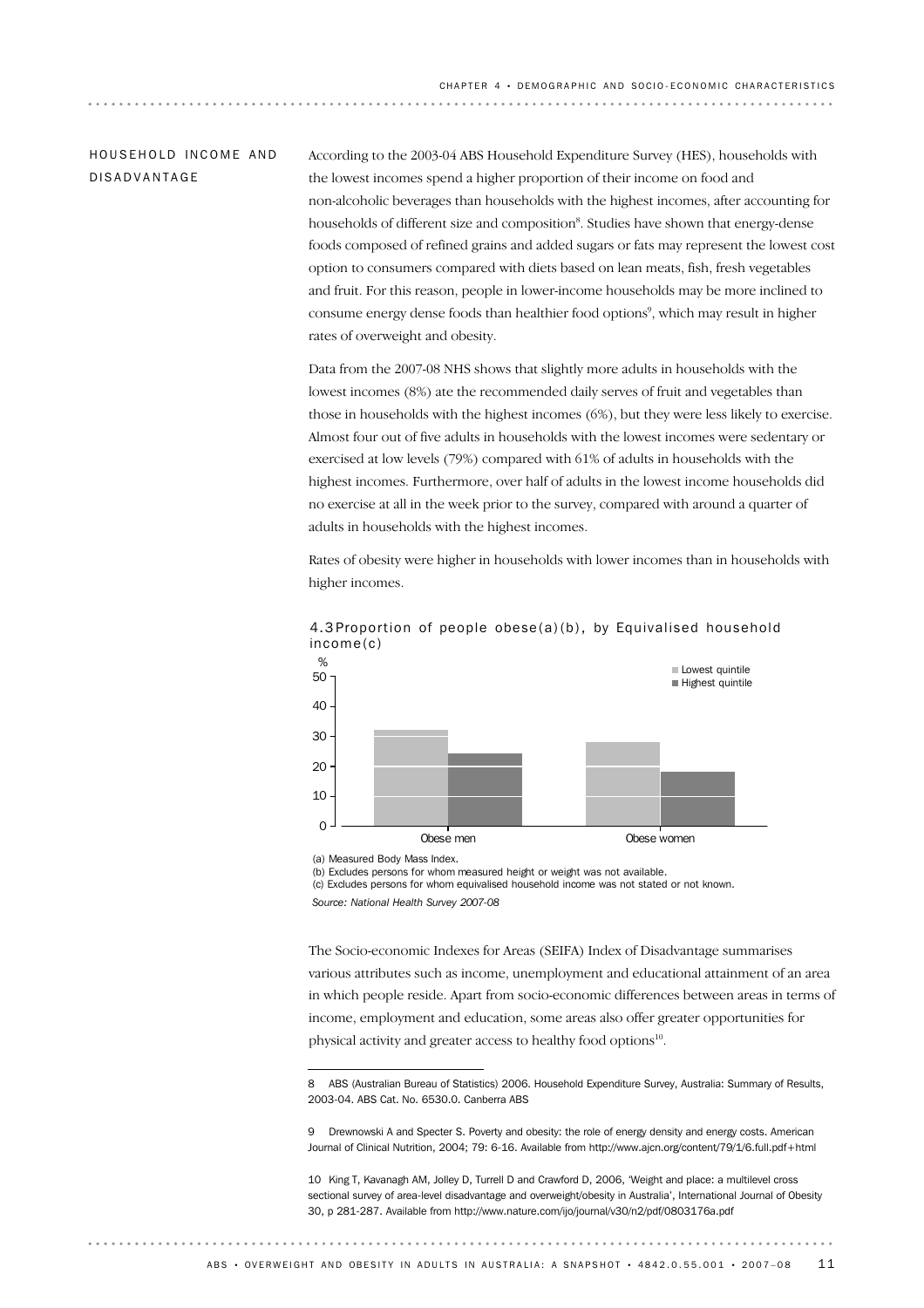## HOUSEHOLD INCOME AND DISADVANTAGE

According to the 2003-04 ABS Household Expenditure Survey (HES), households with the lowest incomes spend a higher proportion of their income on food and non-alcoholic beverages than households with the highest incomes, after accounting for households of different size and composition[8]. Studies have shown that energy-dense foods composed of refined grains and added sugars or fats may represent the lowest cost option to consumers compared with diets based on lean meats, fish, fresh vegetables and fruit. For this reason, people in lower-income households may be more inclined to consume energy dense foods than healthier food options[9], which may result in higher rates of overweight and obesity.

Data from the 2007-08 NHS shows that slightly more adults in households with the lowest incomes (8%) ate the recommended daily serves of fruit and vegetables than those in households with the highest incomes (6%), but they were less likely to exercise. Almost four out of five adults in households with the lowest incomes were sedentary or exercised at low levels (79%) compared with 61% of adults in households with the highest incomes. Furthermore, over half of adults in the lowest income households did no exercise at all in the week prior to the survey, compared with around a quarter of adults in households with the highest incomes.

Rates of obesity were higher in households with lower incomes than in households with higher incomes.

4.3 Proportion of people obese(a)(b), by Equivalised household income(c)

(a) Measured Body Mass Index.
(b) Excludes persons for whom measured height or weight was not available.
(c) Excludes persons for whom equivalised household income was not stated or not known.

*Source: National Health Survey 2007-08*

The Socio-economic Indexes for Areas (SEIFA) Index of Disadvantage summarises various attributes such as income, unemployment and educational attainment of an area in which people reside. Apart from socio-economic differences between areas in terms of income, employment and education, some areas also offer greater opportunities for physical activity and greater access to healthy food options[10].

---

8 ABS (Australian Bureau of Statistics) 2006. Household Expenditure Survey, Australia: Summary of Results, 2003-04. ABS Cat. No. 6530.0. Canberra ABS

9 Drewnowski A and Specter S. Poverty and obesity: the role of energy density and energy costs. American Journal of Clinical Nutrition, 2004; 79: 6-16. Available from http://www.ajcn.org/content/79/1/6.full.pdf+html

10 King T, Kavanagh AM, Jolley D, Turrell D and Crawford D, 2006, 'Weight and place: a multilevel cross sectional survey of area-level disadvantage and overweight/obesity in Australia', International Journal of Obesity 30, p 281-287. Available from http://www.nature.com/ijo/journal/v30/n2/pdf/0803176a.pdf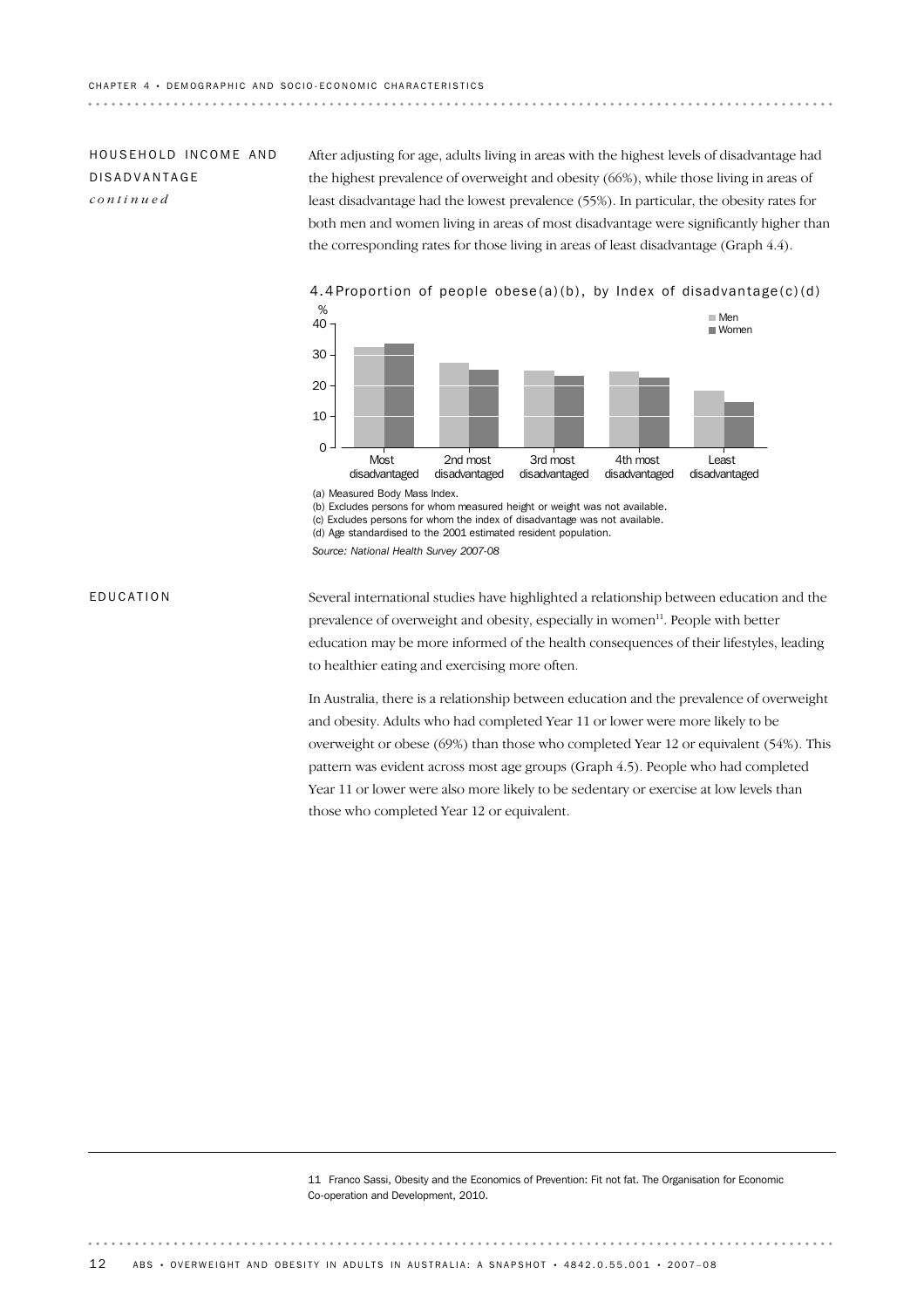## HOUSEHOLD INCOME AND DISADVANTAGE *continued*

After adjusting for age, adults living in areas with the highest levels of disadvantage had the highest prevalence of overweight and obesity (66%), while those living in areas of least disadvantage had the lowest prevalence (55%). In particular, the obesity rates for both men and women living in areas of most disadvantage were significantly higher than the corresponding rates for those living in areas of least disadvantage (Graph 4.4).

4.4 Proportion of people obese(a)(b), by Index of disadvantage(c)(d)

(a) Measured Body Mass Index.

(b) Excludes persons for whom measured height or weight was not available.

(c) Excludes persons for whom the index of disadvantage was not available.

(d) Age standardised to the 2001 estimated resident population.

*Source: National Health Survey 2007-08*

## EDUCATION

Several international studies have highlighted a relationship between education and the prevalence of overweight and obesity, especially in women[11]. People with better education may be more informed of the health consequences of their lifestyles, leading to healthier eating and exercising more often.

In Australia, there is a relationship between education and the prevalence of overweight and obesity. Adults who had completed Year 11 or lower were more likely to be overweight or obese (69%) than those who completed Year 12 or equivalent (54%). This pattern was evident across most age groups (Graph 4.5). People who had completed Year 11 or lower were also more likely to be sedentary or exercise at low levels than those who completed Year 12 or equivalent.

---

11 Franco Sassi, Obesity and the Economics of Prevention: Fit not fat. The Organisation for Economic Co-operation and Development, 2010.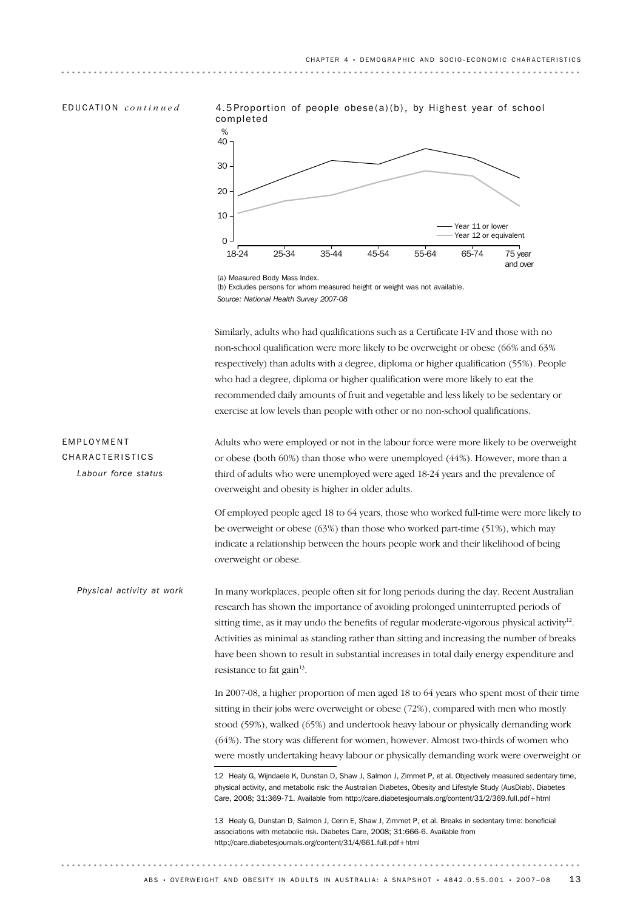## EDUCATION *continued*

4.5 Proportion of people obese(a)(b), by Highest year of school completed

(a) Measured Body Mass Index.
(b) Excludes persons for whom measured height or weight was not available.
*Source: National Health Survey 2007-08*

Similarly, adults who had qualifications such as a Certificate I-IV and those with no non-school qualification were more likely to be overweight or obese (66% and 63% respectively) than adults with a degree, diploma or higher qualification (55%). People who had a degree, diploma or higher qualification were more likely to eat the recommended daily amounts of fruit and vegetable and less likely to be sedentary or exercise at low levels than people with other or no non-school qualifications.

## EMPLOYMENT CHARACTERISTICS

### *Labour force status*

Adults who were employed or not in the labour force were more likely to be overweight or obese (both 60%) than those who were unemployed (44%). However, more than a third of adults who were unemployed were aged 18-24 years and the prevalence of overweight and obesity is higher in older adults.

Of employed people aged 18 to 64 years, those who worked full-time were more likely to be overweight or obese (63%) than those who worked part-time (51%), which may indicate a relationship between the hours people work and their likelihood of being overweight or obese.

### *Physical activity at work*

In many workplaces, people often sit for long periods during the day. Recent Australian research has shown the importance of avoiding prolonged uninterrupted periods of sitting time, as it may undo the benefits of regular moderate-vigorous physical activity[12]. Activities as minimal as standing rather than sitting and increasing the number of breaks have been shown to result in substantial increases in total daily energy expenditure and resistance to fat gain[13].

In 2007-08, a higher proportion of men aged 18 to 64 years who spent most of their time sitting in their jobs were overweight or obese (72%), compared with men who mostly stood (59%), walked (65%) and undertook heavy labour or physically demanding work (64%). The story was different for women, however. Almost two-thirds of women who were mostly undertaking heavy labour or physically demanding work were overweight or

12 Healy G, Wijndaele K, Dunstan D, Shaw J, Salmon J, Zimmet P, et al. Objectively measured sedentary time, physical activity, and metabolic risk: the Australian Diabetes, Obesity and Lifestyle Study (AusDiab). Diabetes Care, 2008; 31:369-71. Available from http://care.diabetesjournals.org/content/31/2/369.full.pdf+html

13 Healy G, Dunstan D, Salmon J, Cerin E, Shaw J, Zimmet P, et al. Breaks in sedentary time: beneficial associations with metabolic risk. Diabetes Care, 2008; 31:666-6. Available from http://care.diabetesjournals.org/content/31/4/661.full.pdf+html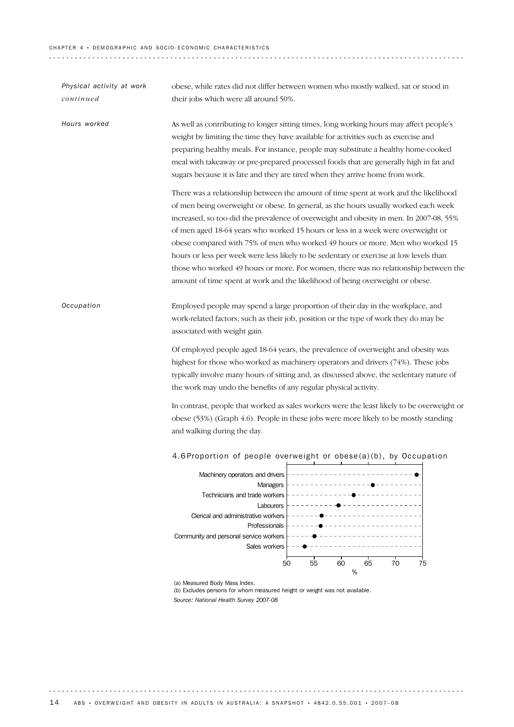*Physical activity at work continued*

obese, while rates did not differ between women who mostly walked, sat or stood in their jobs which were all around 50%.

*Hours worked*

As well as contributing to longer sitting times, long working hours may affect people's weight by limiting the time they have available for activities such as exercise and preparing healthy meals. For instance, people may substitute a healthy home-cooked meal with takeaway or pre-prepared processed foods that are generally high in fat and sugars because it is late and they are tired when they arrive home from work.

There was a relationship between the amount of time spent at work and the likelihood of men being overweight or obese. In general, as the hours usually worked each week increased, so too did the prevalence of overweight and obesity in men. In 2007-08, 55% of men aged 18-64 years who worked 15 hours or less in a week were overweight or obese compared with 75% of men who worked 49 hours or more. Men who worked 15 hours or less per week were less likely to be sedentary or exercise at low levels than those who worked 49 hours or more. For women, there was no relationship between the amount of time spent at work and the likelihood of being overweight or obese.

*Occupation*

Employed people may spend a large proportion of their day in the workplace, and work-related factors, such as their job, position or the type of work they do may be associated with weight gain.

Of employed people aged 18-64 years, the prevalence of overweight and obesity was highest for those who worked as machinery operators and drivers (74%). These jobs typically involve many hours of sitting and, as discussed above, the sedentary nature of the work may undo the benefits of any regular physical activity.

In contrast, people that worked as sales workers were the least likely to be overweight or obese (53%) (Graph 4.6). People in these jobs were more likely to be mostly standing and walking during the day.

4.6 Proportion of people overweight or obese(a)(b), by Occupation

| Occupation | % (approx.) |
| --- | --- |
| Machinery operators and drivers | 74 |
| Managers | 66 |
| Technicians and trade workers | 62 |
| Labourers | 59.5 |
| Clerical and administrative workers | 56.5 |
| Professionals | 56 |
| Community and personal service workers | 55 |
| Sales workers | 53 |

(a) Measured Body Mass Index.
(b) Excludes persons for whom measured height or weight was not available.
*Source: National Health Survey 2007-08*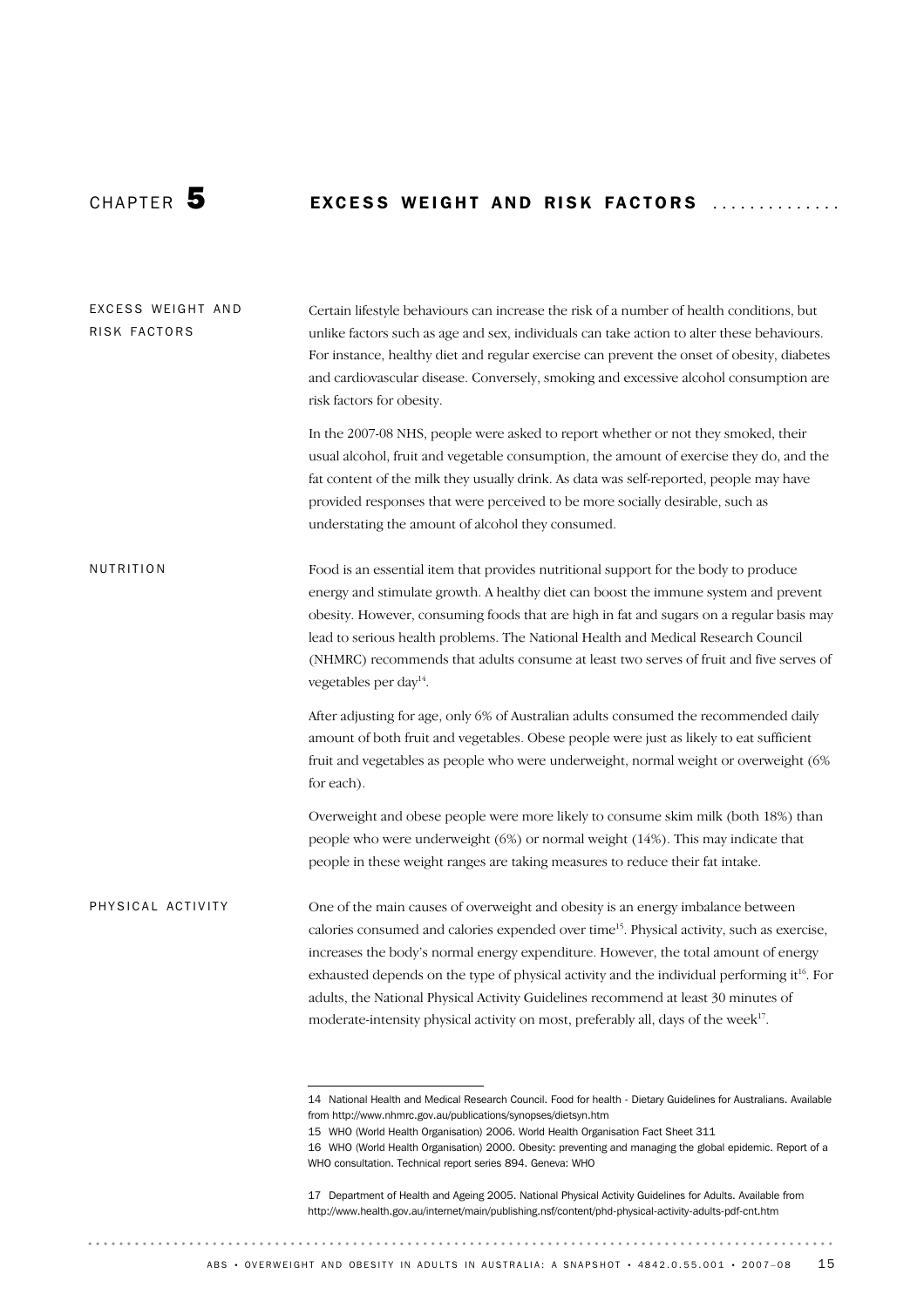# CHAPTER 5 EXCESS WEIGHT AND RISK FACTORS

## EXCESS WEIGHT AND RISK FACTORS

Certain lifestyle behaviours can increase the risk of a number of health conditions, but unlike factors such as age and sex, individuals can take action to alter these behaviours. For instance, healthy diet and regular exercise can prevent the onset of obesity, diabetes and cardiovascular disease. Conversely, smoking and excessive alcohol consumption are risk factors for obesity.

In the 2007-08 NHS, people were asked to report whether or not they smoked, their usual alcohol, fruit and vegetable consumption, the amount of exercise they do, and the fat content of the milk they usually drink. As data was self-reported, people may have provided responses that were perceived to be more socially desirable, such as understating the amount of alcohol they consumed.

## NUTRITION

Food is an essential item that provides nutritional support for the body to produce energy and stimulate growth. A healthy diet can boost the immune system and prevent obesity. However, consuming foods that are high in fat and sugars on a regular basis may lead to serious health problems. The National Health and Medical Research Council (NHMRC) recommends that adults consume at least two serves of fruit and five serves of vegetables per day[14].

After adjusting for age, only 6% of Australian adults consumed the recommended daily amount of both fruit and vegetables. Obese people were just as likely to eat sufficient fruit and vegetables as people who were underweight, normal weight or overweight (6% for each).

Overweight and obese people were more likely to consume skim milk (both 18%) than people who were underweight (6%) or normal weight (14%). This may indicate that people in these weight ranges are taking measures to reduce their fat intake.

## PHYSICAL ACTIVITY

One of the main causes of overweight and obesity is an energy imbalance between calories consumed and calories expended over time[15]. Physical activity, such as exercise, increases the body's normal energy expenditure. However, the total amount of energy exhausted depends on the type of physical activity and the individual performing it[16]. For adults, the National Physical Activity Guidelines recommend at least 30 minutes of moderate-intensity physical activity on most, preferably all, days of the week[17].

---

14 National Health and Medical Research Council. Food for health - Dietary Guidelines for Australians. Available from http://www.nhmrc.gov.au/publications/synopses/dietsyn.htm

15 WHO (World Health Organisation) 2006. World Health Organisation Fact Sheet 311

16 WHO (World Health Organisation) 2000. Obesity: preventing and managing the global epidemic. Report of a WHO consultation. Technical report series 894. Geneva: WHO

17 Department of Health and Ageing 2005. National Physical Activity Guidelines for Adults. Available from http://www.health.gov.au/internet/main/publishing.nsf/content/phd-physical-activity-adults-pdf-cnt.htm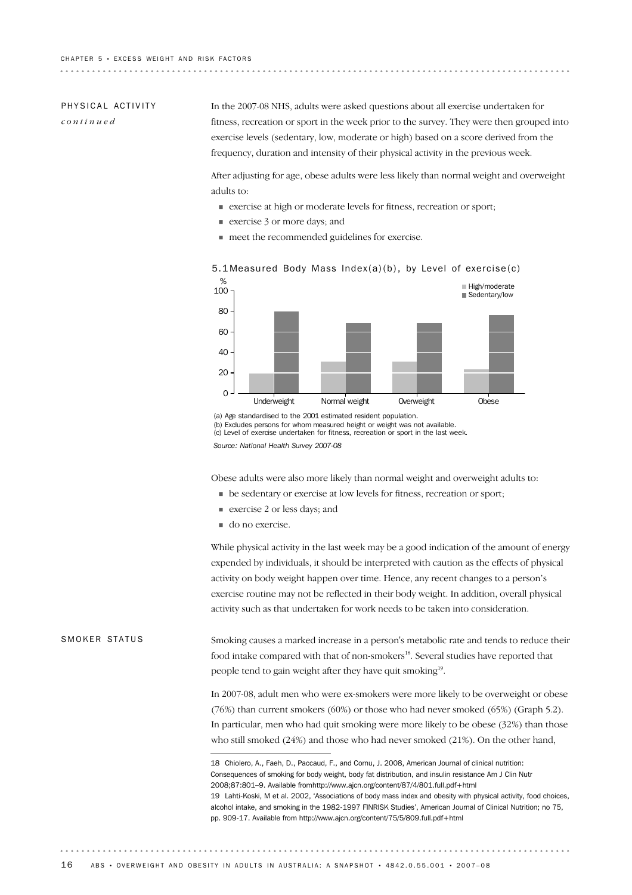## PHYSICAL ACTIVITY *continued*

In the 2007-08 NHS, adults were asked questions about all exercise undertaken for fitness, recreation or sport in the week prior to the survey. They were then grouped into exercise levels (sedentary, low, moderate or high) based on a score derived from the frequency, duration and intensity of their physical activity in the previous week.

After adjusting for age, obese adults were less likely than normal weight and overweight adults to:

- exercise at high or moderate levels for fitness, recreation or sport;
- exercise 3 or more days; and
- meet the recommended guidelines for exercise.

5.1 Measured Body Mass Index(a)(b), by Level of exercise(c)

(a) Age standardised to the 2001 estimated resident population.
(b) Excludes persons for whom measured height or weight was not available.
(c) Level of exercise undertaken for fitness, recreation or sport in the last week.

*Source: National Health Survey 2007-08*

Obese adults were also more likely than normal weight and overweight adults to:

- be sedentary or exercise at low levels for fitness, recreation or sport;
- exercise 2 or less days; and
- do no exercise.

While physical activity in the last week may be a good indication of the amount of energy expended by individuals, it should be interpreted with caution as the effects of physical activity on body weight happen over time. Hence, any recent changes to a person's exercise routine may not be reflected in their body weight. In addition, overall physical activity such as that undertaken for work needs to be taken into consideration.

## SMOKER STATUS

Smoking causes a marked increase in a person's metabolic rate and tends to reduce their food intake compared with that of non-smokers[18]. Several studies have reported that people tend to gain weight after they have quit smoking[19].

In 2007-08, adult men who were ex-smokers were more likely to be overweight or obese (76%) than current smokers (60%) or those who had never smoked (65%) (Graph 5.2). In particular, men who had quit smoking were more likely to be obese (32%) than those who still smoked (24%) and those who had never smoked (21%). On the other hand,

---

18 Chiolero, A., Faeh, D., Paccaud, F., and Cornu, J. 2008, American Journal of clinical nutrition: Consequences of smoking for body weight, body fat distribution, and insulin resistance Am J Clin Nutr 2008;87:801–9. Available fromhttp://www.ajcn.org/content/87/4/801.full.pdf+html

19 Lahti-Koski, M et al. 2002, 'Associations of body mass index and obesity with physical activity, food choices, alcohol intake, and smoking in the 1982-1997 FINRISK Studies', American Journal of Clinical Nutrition; no 75, pp. 909-17. Available from http://www.ajcn.org/content/75/5/809.full.pdf+html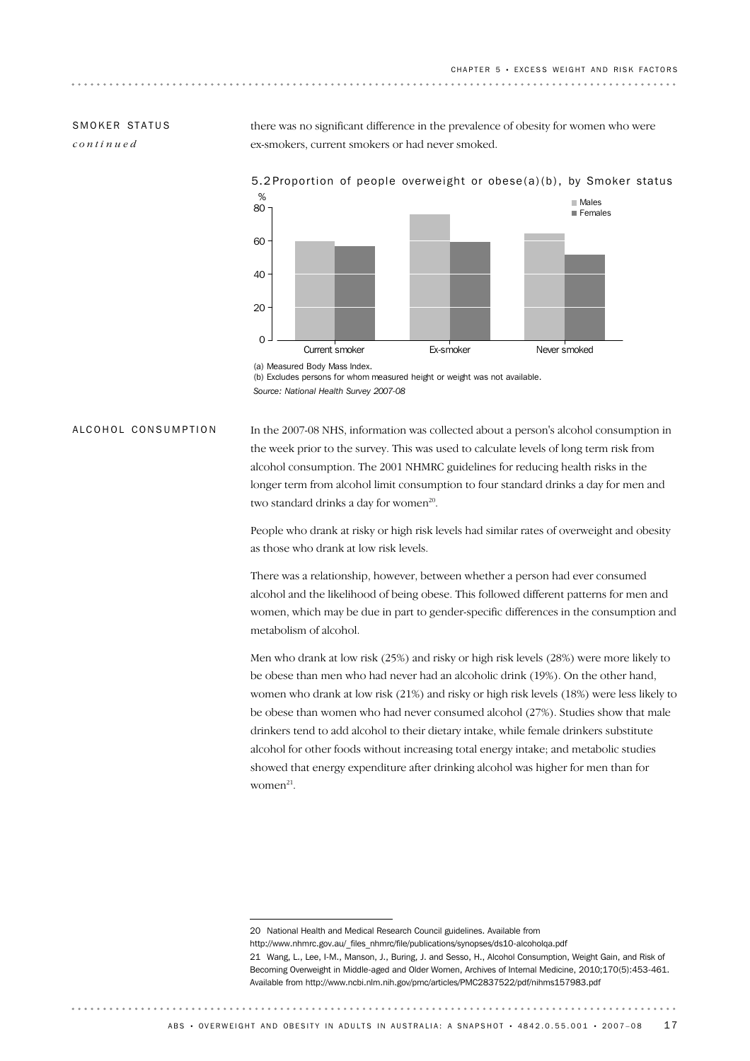## SMOKER STATUS *continued*

there was no significant difference in the prevalence of obesity for women who were ex-smokers, current smokers or had never smoked.

5.2 Proportion of people overweight or obese(a)(b), by Smoker status

(a) Measured Body Mass Index.
(b) Excludes persons for whom measured height or weight was not available.
*Source: National Health Survey 2007-08*

## ALCOHOL CONSUMPTION

In the 2007-08 NHS, information was collected about a person's alcohol consumption in the week prior to the survey. This was used to calculate levels of long term risk from alcohol consumption. The 2001 NHMRC guidelines for reducing health risks in the longer term from alcohol limit consumption to four standard drinks a day for men and two standard drinks a day for women[20].

People who drank at risky or high risk levels had similar rates of overweight and obesity as those who drank at low risk levels.

There was a relationship, however, between whether a person had ever consumed alcohol and the likelihood of being obese. This followed different patterns for men and women, which may be due in part to gender-specific differences in the consumption and metabolism of alcohol.

Men who drank at low risk (25%) and risky or high risk levels (28%) were more likely to be obese than men who had never had an alcoholic drink (19%). On the other hand, women who drank at low risk (21%) and risky or high risk levels (18%) were less likely to be obese than women who had never consumed alcohol (27%). Studies show that male drinkers tend to add alcohol to their dietary intake, while female drinkers substitute alcohol for other foods without increasing total energy intake; and metabolic studies showed that energy expenditure after drinking alcohol was higher for men than for women[21].

---

20 National Health and Medical Research Council guidelines. Available from http://www.nhmrc.gov.au/_files_nhmrc/file/publications/synopses/ds10-alcoholqa.pdf

21 Wang, L., Lee, I-M., Manson, J., Buring, J. and Sesso, H., Alcohol Consumption, Weight Gain, and Risk of Becoming Overweight in Middle-aged and Older Women, Archives of Internal Medicine, 2010;170(5):453-461. Available from http://www.ncbi.nlm.nih.gov/pmc/articles/PMC2837522/pdf/nihms157983.pdf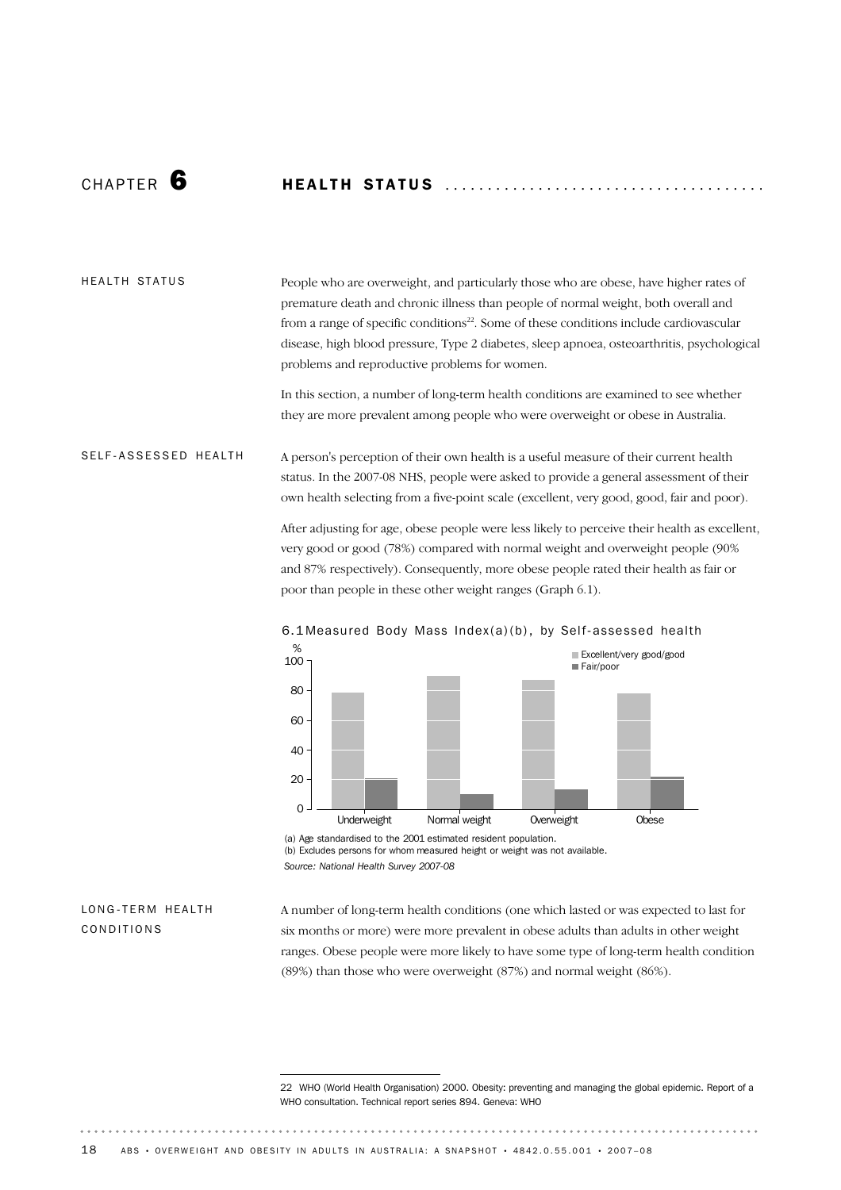# CHAPTER 6 HEALTH STATUS

## HEALTH STATUS

People who are overweight, and particularly those who are obese, have higher rates of premature death and chronic illness than people of normal weight, both overall and from a range of specific conditions[22]. Some of these conditions include cardiovascular disease, high blood pressure, Type 2 diabetes, sleep apnoea, osteoarthritis, psychological problems and reproductive problems for women.

In this section, a number of long-term health conditions are examined to see whether they are more prevalent among people who were overweight or obese in Australia.

## SELF-ASSESSED HEALTH

A person's perception of their own health is a useful measure of their current health status. In the 2007-08 NHS, people were asked to provide a general assessment of their own health selecting from a five-point scale (excellent, very good, good, fair and poor).

After adjusting for age, obese people were less likely to perceive their health as excellent, very good or good (78%) compared with normal weight and overweight people (90% and 87% respectively). Consequently, more obese people rated their health as fair or poor than people in these other weight ranges (Graph 6.1).

6.1 Measured Body Mass Index(a)(b), by Self-assessed health

(a) Age standardised to the 2001 estimated resident population.
(b) Excludes persons for whom measured height or weight was not available.
*Source: National Health Survey 2007-08*

## LONG-TERM HEALTH CONDITIONS

A number of long-term health conditions (one which lasted or was expected to last for six months or more) were more prevalent in obese adults than adults in other weight ranges. Obese people were more likely to have some type of long-term health condition (89%) than those who were overweight (87%) and normal weight (86%).

---

22 WHO (World Health Organisation) 2000. Obesity: preventing and managing the global epidemic. Report of a WHO consultation. Technical report series 894. Geneva: WHO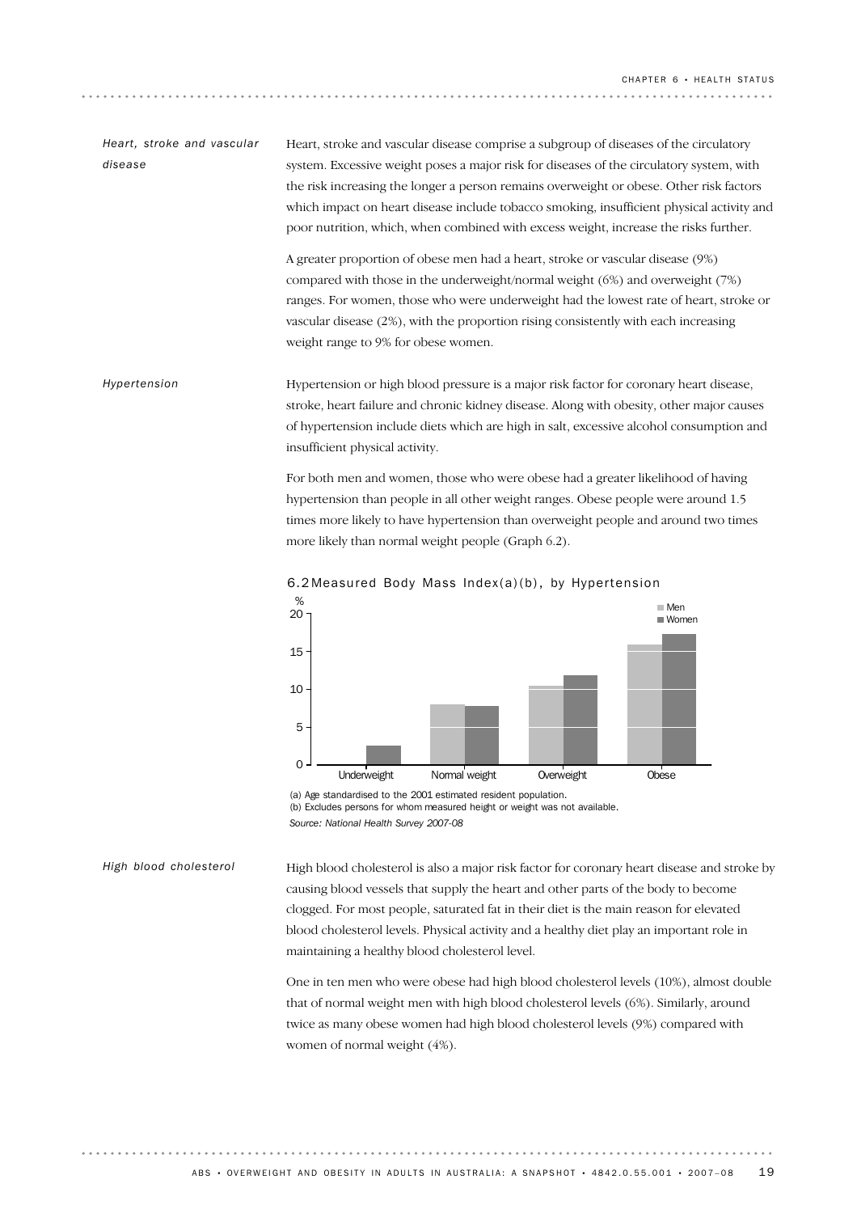### *Heart, stroke and vascular disease*

Heart, stroke and vascular disease comprise a subgroup of diseases of the circulatory system. Excessive weight poses a major risk for diseases of the circulatory system, with the risk increasing the longer a person remains overweight or obese. Other risk factors which impact on heart disease include tobacco smoking, insufficient physical activity and poor nutrition, which, when combined with excess weight, increase the risks further.

A greater proportion of obese men had a heart, stroke or vascular disease (9%) compared with those in the underweight/normal weight (6%) and overweight (7%) ranges. For women, those who were underweight had the lowest rate of heart, stroke or vascular disease (2%), with the proportion rising consistently with each increasing weight range to 9% for obese women.

### *Hypertension*

Hypertension or high blood pressure is a major risk factor for coronary heart disease, stroke, heart failure and chronic kidney disease. Along with obesity, other major causes of hypertension include diets which are high in salt, excessive alcohol consumption and insufficient physical activity.

For both men and women, those who were obese had a greater likelihood of having hypertension than people in all other weight ranges. Obese people were around 1.5 times more likely to have hypertension than overweight people and around two times more likely than normal weight people (Graph 6.2).

6.2 Measured Body Mass Index(a)(b), by Hypertension

(a) Age standardised to the 2001 estimated resident population.
(b) Excludes persons for whom measured height or weight was not available.
*Source: National Health Survey 2007-08*

### *High blood cholesterol*

High blood cholesterol is also a major risk factor for coronary heart disease and stroke by causing blood vessels that supply the heart and other parts of the body to become clogged. For most people, saturated fat in their diet is the main reason for elevated blood cholesterol levels. Physical activity and a healthy diet play an important role in maintaining a healthy blood cholesterol level.

One in ten men who were obese had high blood cholesterol levels (10%), almost double that of normal weight men with high blood cholesterol levels (6%). Similarly, around twice as many obese women had high blood cholesterol levels (9%) compared with women of normal weight (4%).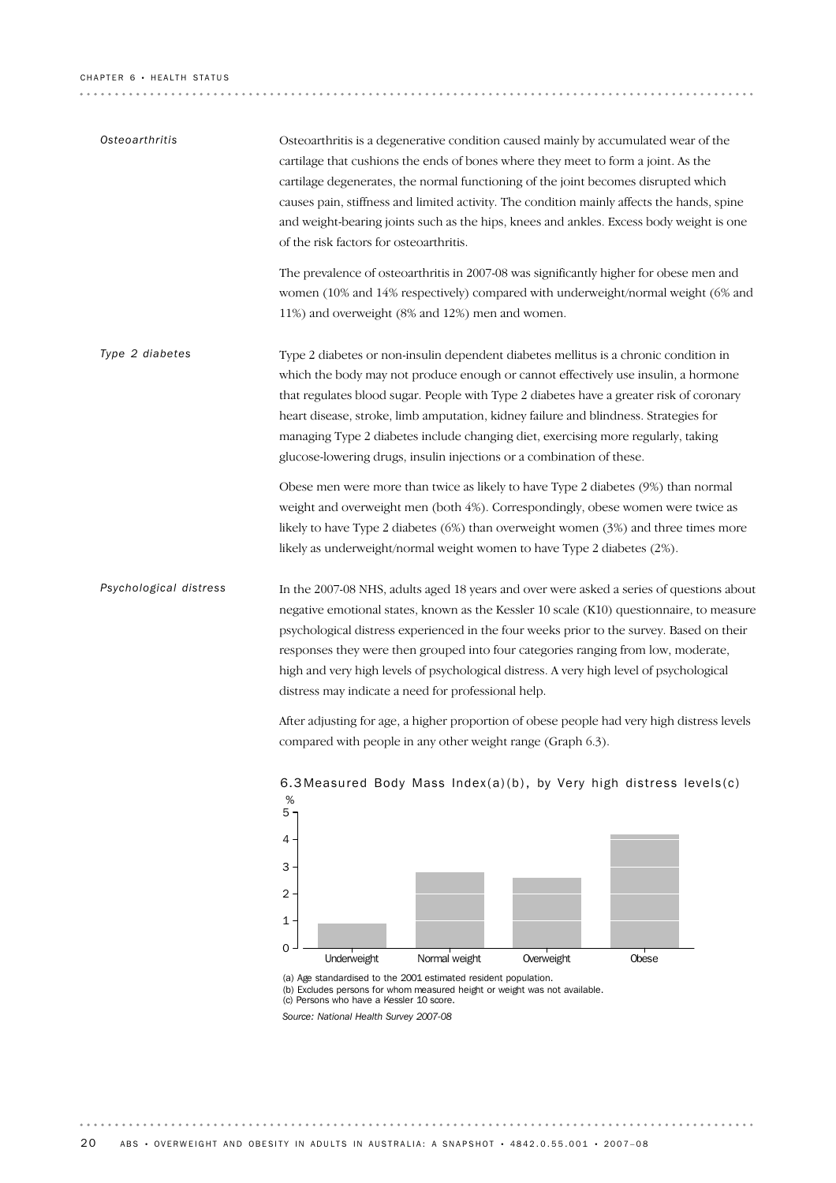### Osteoarthritis

Osteoarthritis is a degenerative condition caused mainly by accumulated wear of the cartilage that cushions the ends of bones where they meet to form a joint. As the cartilage degenerates, the normal functioning of the joint becomes disrupted which causes pain, stiffness and limited activity. The condition mainly affects the hands, spine and weight-bearing joints such as the hips, knees and ankles. Excess body weight is one of the risk factors for osteoarthritis.

The prevalence of osteoarthritis in 2007-08 was significantly higher for obese men and women (10% and 14% respectively) compared with underweight/normal weight (6% and 11%) and overweight (8% and 12%) men and women.

### Type 2 diabetes

Type 2 diabetes or non-insulin dependent diabetes mellitus is a chronic condition in which the body may not produce enough or cannot effectively use insulin, a hormone that regulates blood sugar. People with Type 2 diabetes have a greater risk of coronary heart disease, stroke, limb amputation, kidney failure and blindness. Strategies for managing Type 2 diabetes include changing diet, exercising more regularly, taking glucose-lowering drugs, insulin injections or a combination of these.

Obese men were more than twice as likely to have Type 2 diabetes (9%) than normal weight and overweight men (both 4%). Correspondingly, obese women were twice as likely to have Type 2 diabetes (6%) than overweight women (3%) and three times more likely as underweight/normal weight women to have Type 2 diabetes (2%).

### Psychological distress

In the 2007-08 NHS, adults aged 18 years and over were asked a series of questions about negative emotional states, known as the Kessler 10 scale (K10) questionnaire, to measure psychological distress experienced in the four weeks prior to the survey. Based on their responses they were then grouped into four categories ranging from low, moderate, high and very high levels of psychological distress. A very high level of psychological distress may indicate a need for professional help.

After adjusting for age, a higher proportion of obese people had very high distress levels compared with people in any other weight range (Graph 6.3).

**6.3 Measured Body Mass Index(a)(b), by Very high distress levels(c)**

| | % |
|---|---|
| Underweight | 0.9 |
| Normal weight | 2.8 |
| Overweight | 2.6 |
| Obese | 4.2 |

(a) Age standardised to the 2001 estimated resident population.
(b) Excludes persons for whom measured height or weight was not available.
(c) Persons who have a Kessler 10 score.

*Source: National Health Survey 2007-08*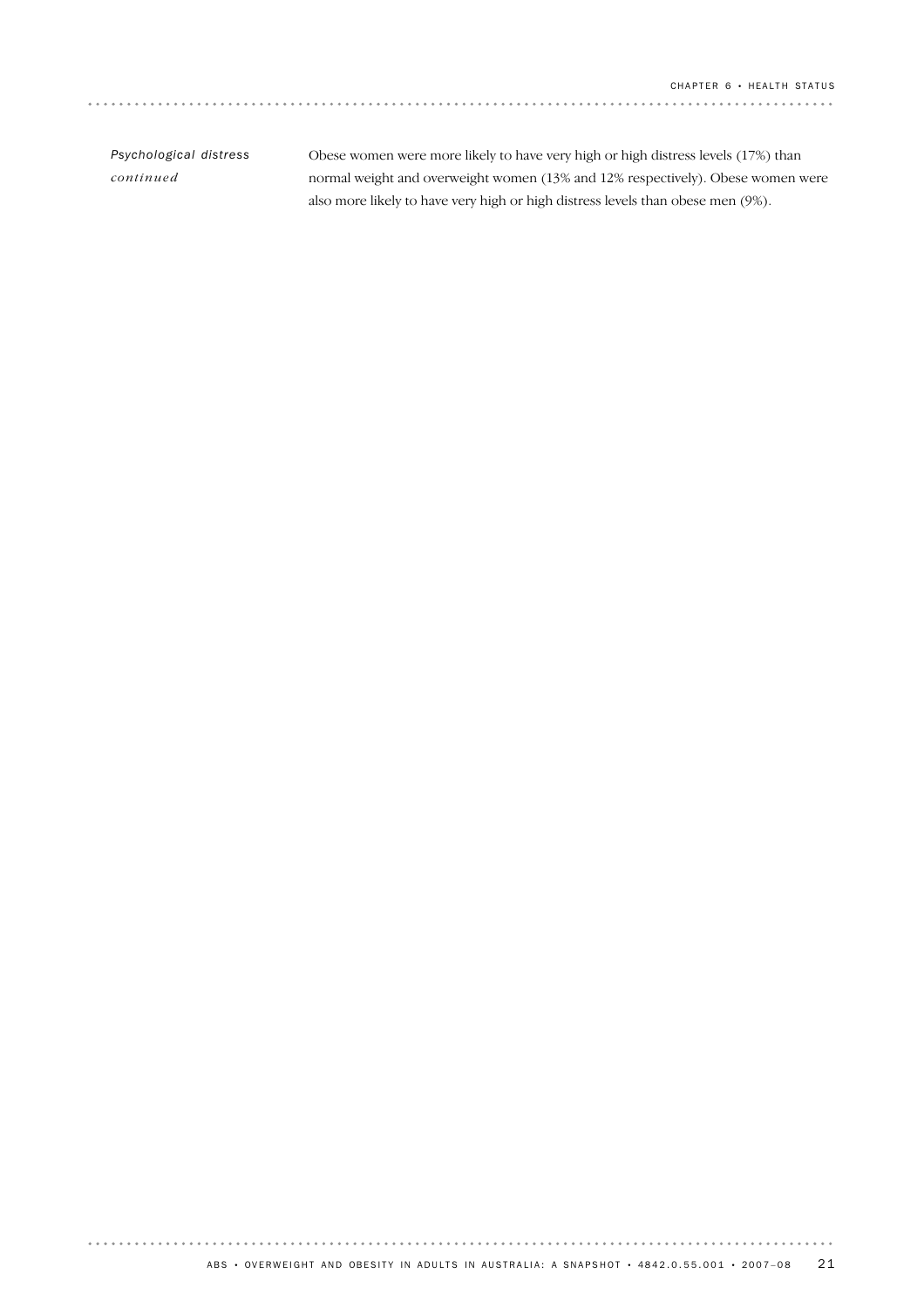*Psychological distress continued*

Obese women were more likely to have very high or high distress levels (17%) than normal weight and overweight women (13% and 12% respectively). Obese women were also more likely to have very high or high distress levels than obese men (9%).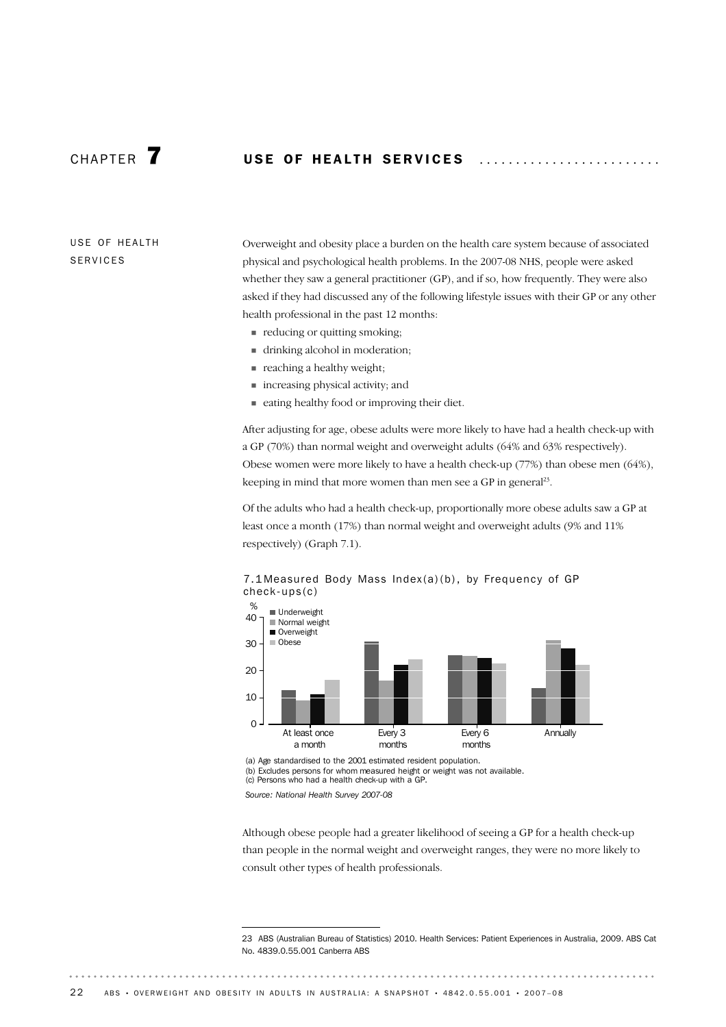# CHAPTER 7 USE OF HEALTH SERVICES

## USE OF HEALTH SERVICES

Overweight and obesity place a burden on the health care system because of associated physical and psychological health problems. In the 2007-08 NHS, people were asked whether they saw a general practitioner (GP), and if so, how frequently. They were also asked if they had discussed any of the following lifestyle issues with their GP or any other health professional in the past 12 months:

- reducing or quitting smoking;
- drinking alcohol in moderation;
- reaching a healthy weight;
- increasing physical activity; and
- eating healthy food or improving their diet.

After adjusting for age, obese adults were more likely to have had a health check-up with a GP (70%) than normal weight and overweight adults (64% and 63% respectively). Obese women were more likely to have a health check-up (77%) than obese men (64%), keeping in mind that more women than men see a GP in general[23].

Of the adults who had a health check-up, proportionally more obese adults saw a GP at least once a month (17%) than normal weight and overweight adults (9% and 11% respectively) (Graph 7.1).

7.1 Measured Body Mass Index(a)(b), by Frequency of GP check-ups(c)

(a) Age standardised to the 2001 estimated resident population.
(b) Excludes persons for whom measured height or weight was not available.
(c) Persons who had a health check-up with a GP.

*Source: National Health Survey 2007-08*

Although obese people had a greater likelihood of seeing a GP for a health check-up than people in the normal weight and overweight ranges, they were no more likely to consult other types of health professionals.

---

23 ABS (Australian Bureau of Statistics) 2010. Health Services: Patient Experiences in Australia, 2009. ABS Cat No. 4839.0.55.001 Canberra ABS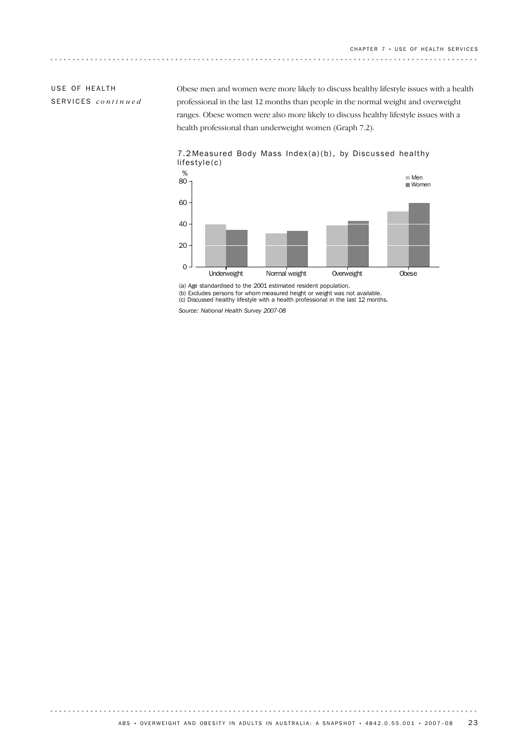## USE OF HEALTH SERVICES *continued*

Obese men and women were more likely to discuss healthy lifestyle issues with a health professional in the last 12 months than people in the normal weight and overweight ranges. Obese women were also more likely to discuss healthy lifestyle issues with a health professional than underweight women (Graph 7.2).

7.2 Measured Body Mass Index(a)(b), by Discussed healthy lifestyle(c)

(a) Age standardised to the 2001 estimated resident population.
(b) Excludes persons for whom measured height or weight was not available.
(c) Discussed healthy lifestyle with a health professional in the last 12 months.

*Source: National Health Survey 2007-08*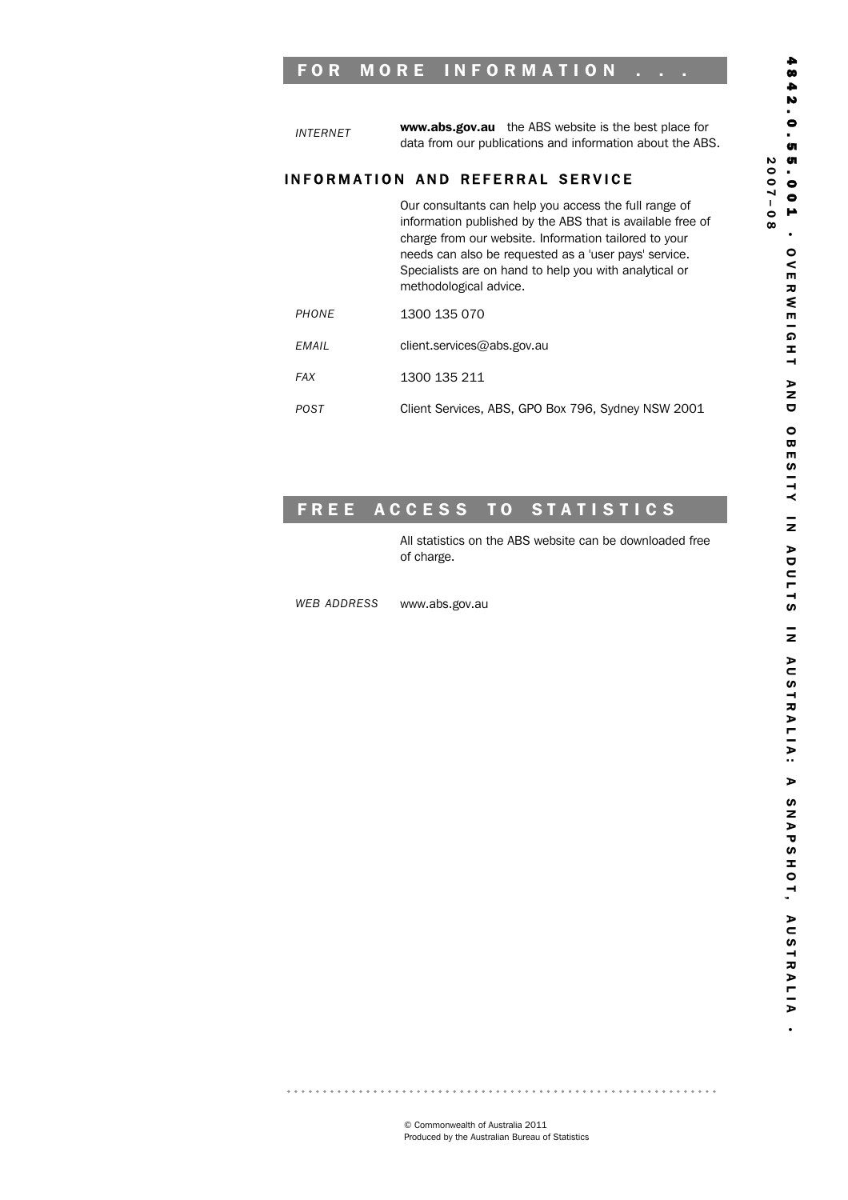## FOR MORE INFORMATION . . .

*INTERNET* **www.abs.gov.au** the ABS website is the best place for data from our publications and information about the ABS.

### INFORMATION AND REFERRAL SERVICE

Our consultants can help you access the full range of information published by the ABS that is available free of charge from our website. Information tailored to your needs can also be requested as a 'user pays' service. Specialists are on hand to help you with analytical or methodological advice.

*PHONE* 1300 135 070

*EMAIL* client.services@abs.gov.au

*FAX* 1300 135 211

*POST* Client Services, ABS, GPO Box 796, Sydney NSW 2001

## FREE ACCESS TO STATISTICS

All statistics on the ABS website can be downloaded free of charge.

*WEB ADDRESS* www.abs.gov.au

© Commonwealth of Australia 2011
Produced by the Australian Bureau of Statistics